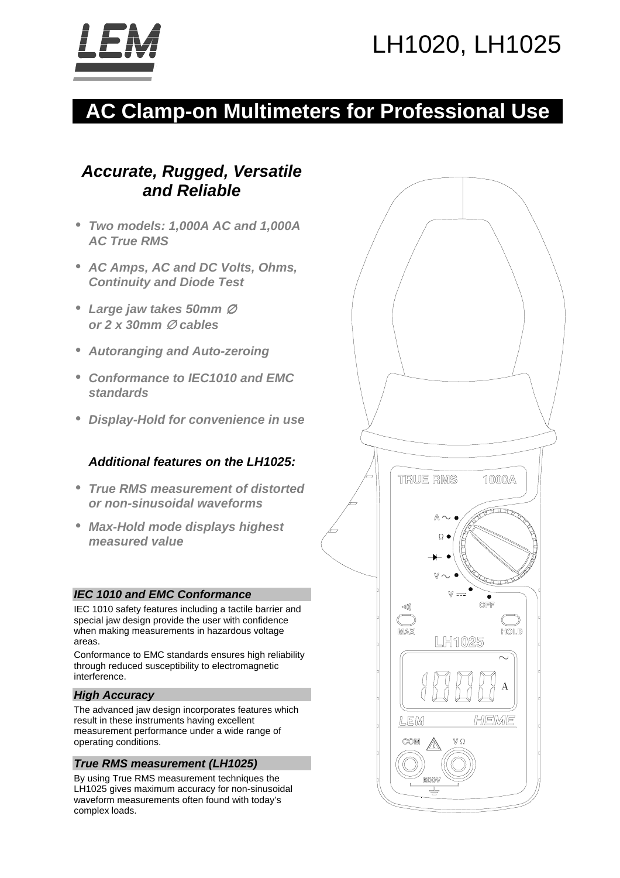# LH1020, LH1025

## AC Clamp-on Multimeters for Professional Use

### *Accurate, Rugged, Versatile and Reliable*

- ***Two models: 1,000A AC and 1,000A AC True RMS***
- ***AC Amps, AC and DC Volts, Ohms, Continuity and Diode Test***
- ***Large jaw takes 50mm ∅ or 2 x 30mm ∅ cables***
- ***Autoranging and Auto-zeroing***
- ***Conformance to IEC1010 and EMC standards***
- ***Display-Hold for convenience in use***

***Additional features on the LH1025:***

- ***True RMS measurement of distorted or non-sinusoidal waveforms***
- ***Max-Hold mode displays highest measured value***

#### *IEC 1010 and EMC Conformance*

IEC 1010 safety features including a tactile barrier and special jaw design provide the user with confidence when making measurements in hazardous voltage areas.

Conformance to EMC standards ensures high reliability through reduced susceptibility to electromagnetic interference.

#### *High Accuracy*

The advanced jaw design incorporates features which result in these instruments having excellent measurement performance under a wide range of operating conditions.

#### *True RMS measurement (LH1025)*

By using True RMS measurement techniques the LH1025 gives maximum accuracy for non-sinusoidal waveform measurements often found with today's complex loads.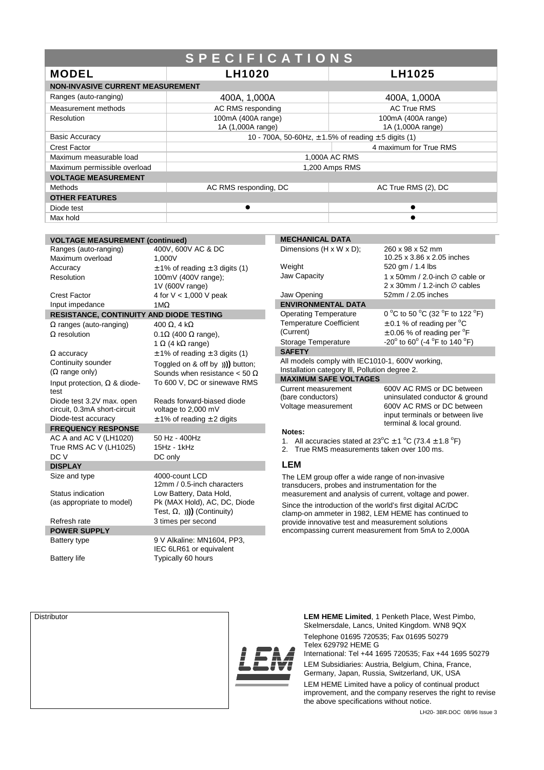# SPECIFICATIONS

| MODEL | LH1020 | LH1025 |
|---|---|---|
| **NON-INVASIVE CURRENT MEASUREMENT** | | |
| Ranges (auto-ranging) | 400A, 1,000A | 400A, 1,000A |
| Measurement methods | AC RMS responding | AC True RMS |
| Resolution | 100mA (400A range) 1A (1,000A range) | 100mA (400A range) 1A (1,000A range) |
| Basic Accuracy | 10 - 700A, 50-60Hz, ±1.5% of reading ±5 digits (1) | |
| Crest Factor | | 4 maximum for True RMS |
| Maximum measurable load | 1,000A AC RMS | |
| Maximum permissible overload | 1,200 Amps RMS | |
| **VOLTAGE MEASUREMENT** | | |
| Methods | AC RMS responding, DC | AC True RMS (2), DC |
| **OTHER FEATURES** | | |
| Diode test | ● | ● |
| Max hold | | ● |

| | |
|---|---|
| **VOLTAGE MEASUREMENT (continued)** | |
| Ranges (auto-ranging) | 400V, 600V AC & DC |
| Maximum overload | 1,000V |
| Accuracy | ±1% of reading ±3 digits (1) |
| Resolution | 100mV (400V range); 1V (600V range) |
| Crest Factor | 4 for V < 1,000 V peak |
| Input impedance | 1MΩ |
| **RESISTANCE, CONTINUITY AND DIODE TESTING** | |
| Ω ranges (auto-ranging) | 400 Ω, 4 kΩ |
| Ω resolution | 0.1Ω (400 Ω range), 1 Ω (4 kΩ range) |
| Ω accuracy | ±1% of reading ±3 digits (1) |
| Continuity sounder (Ω range only) | Toggled on & off by ))) button; Sounds when resistance < 50 Ω |
| Input protection, Ω & diode-test | To 600 V, DC or sinewave RMS |
| Diode test 3.2V max. open circuit, 0.3mA short-circuit | Reads forward-biased diode voltage to 2,000 mV |
| Diode-test accuracy | ±1% of reading ±2 digits |
| **FREQUENCY RESPONSE** | |
| AC A and AC V (LH1020) | 50 Hz - 400Hz |
| True RMS AC V (LH1025) | 15Hz - 1kHz |
| DC V | DC only |
| **DISPLAY** | |
| Size and type | 4000-count LCD 12mm / 0.5-inch characters |
| Status indication (as appropriate to model) | Low Battery, Data Hold, Pk (MAX Hold), AC, DC, Diode Test, Ω, ))) (Continuity) |
| Refresh rate | 3 times per second |
| **POWER SUPPLY** | |
| Battery type | 9 V Alkaline: MN1604, PP3, IEC 6LR61 or equivalent |
| Battery life | Typically 60 hours |

| | |
|---|---|
| **MECHANICAL DATA** | |
| Dimensions (H x W x D); | 260 x 98 x 52 mm 10.25 x 3.86 x 2.05 inches |
| Weight | 520 gm / 1.4 lbs |
| Jaw Capacity | 1 x 50mm / 2.0-inch ∅ cable or 2 x 30mm / 1.2-inch ∅ cables |
| Jaw Opening | 52mm / 2.05 inches |
| **ENVIRONMENTAL DATA** | |
| Operating Temperature | 0 °C to 50 °C (32 °F to 122 °F) |
| Temperature Coefficient (Current) | ±0.1 % of reading per °C ±0.06 % of reading per °F |
| Storage Temperature | -20° to 60° (-4 °F to 140 °F) |
| **SAFETY** | |
| All models comply with IEC1010-1, 600V working, Installation category lll, Pollution degree 2. | |
| **MAXIMUM SAFE VOLTAGES** | |
| Current measurement (bare conductors) | 600V AC RMS or DC between uninsulated conductor & ground |
| Voltage measurement | 600V AC RMS or DC between input terminals or between live terminal & local ground. |

**Notes:**

1. All accuracies stated at 23°C ±1 °C (73.4 ±1.8 °F)
2. True RMS measurements taken over 100 ms.

## LEM

The LEM group offer a wide range of non-invasive transducers, probes and instrumentation for the measurement and analysis of current, voltage and power.

Since the introduction of the world's first digital AC/DC clamp-on ammeter in 1982, LEM HEME has continued to provide innovative test and measurement solutions encompassing current measurement from 5mA to 2,000A

Distributor

LEM

**LEM HEME Limited**, 1 Penketh Place, West Pimbo, Skelmersdale, Lancs, United Kingdom. WN8 9QX

Telephone 01695 720535; Fax 01695 50279
Telex 629792 HEME G
International: Tel +44 1695 720535; Fax +44 1695 50279

LEM Subsidiaries: Austria, Belgium, China, France, Germany, Japan, Russia, Switzerland, UK, USA

LEM HEME Limited have a policy of continual product improvement, and the company reserves the right to revise the above specifications without notice.

LH20- 3BR.DOC 08/96 Issue 3